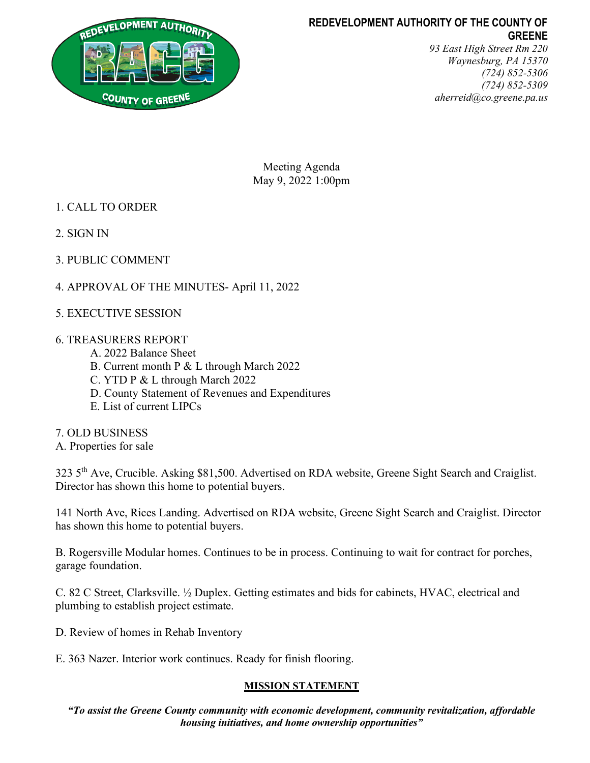**REDEVELOPMENT AUTHORITY OF THE COUNTY OF GREENE**

*93 East High Street Rm 220*
*Waynesburg, PA 15370*
*(724) 852-5306*
*(724) 852-5309*
*aherreid@co.greene.pa.us*

Meeting Agenda
May 9, 2022 1:00pm

1. CALL TO ORDER

2. SIGN IN

3. PUBLIC COMMENT

4. APPROVAL OF THE MINUTES- April 11, 2022

5. EXECUTIVE SESSION

6. TREASURERS REPORT
   - A. 2022 Balance Sheet
   - B. Current month P & L through March 2022
   - C. YTD P & L through March 2022
   - D. County Statement of Revenues and Expenditures
   - E. List of current LIPCs

7. OLD BUSINESS

A. Properties for sale

323 5th Ave, Crucible. Asking $81,500. Advertised on RDA website, Greene Sight Search and Craiglist. Director has shown this home to potential buyers.

141 North Ave, Rices Landing. Advertised on RDA website, Greene Sight Search and Craiglist. Director has shown this home to potential buyers.

B. Rogersville Modular homes. Continues to be in process. Continuing to wait for contract for porches, garage foundation.

C. 82 C Street, Clarksville. ½ Duplex. Getting estimates and bids for cabinets, HVAC, electrical and plumbing to establish project estimate.

D. Review of homes in Rehab Inventory

E. 363 Nazer. Interior work continues. Ready for finish flooring.

**MISSION STATEMENT**

***"To assist the Greene County community with economic development, community revitalization, affordable housing initiatives, and home ownership opportunities"***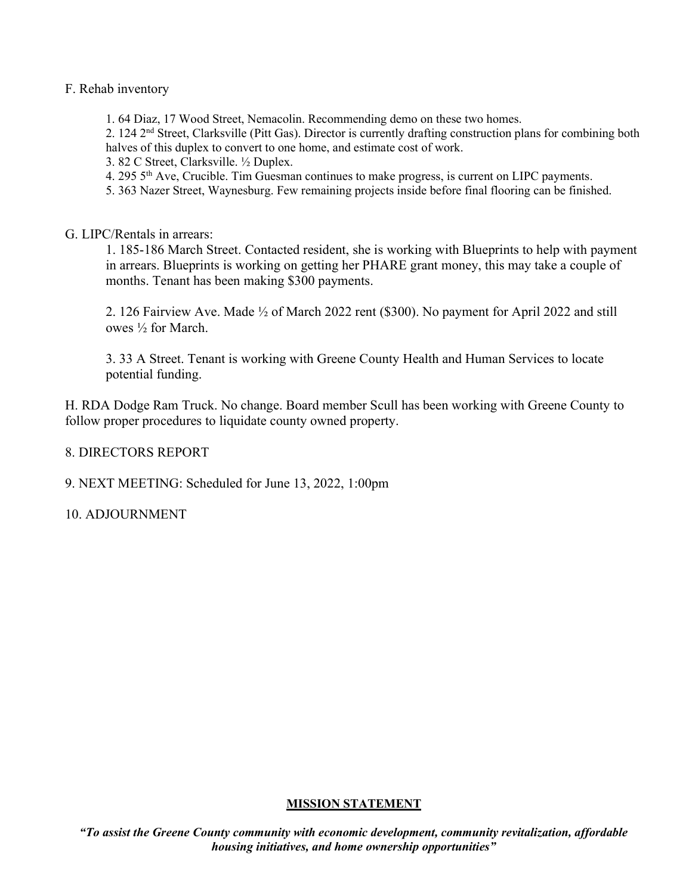F. Rehab inventory

1. 64 Diaz, 17 Wood Street, Nemacolin. Recommending demo on these two homes.
2. 124 2nd Street, Clarksville (Pitt Gas). Director is currently drafting construction plans for combining both halves of this duplex to convert to one home, and estimate cost of work.
3. 82 C Street, Clarksville. ½ Duplex.
4. 295 5th Ave, Crucible. Tim Guesman continues to make progress, is current on LIPC payments.
5. 363 Nazer Street, Waynesburg. Few remaining projects inside before final flooring can be finished.

G. LIPC/Rentals in arrears:

1. 185-186 March Street. Contacted resident, she is working with Blueprints to help with payment in arrears. Blueprints is working on getting her PHARE grant money, this may take a couple of months. Tenant has been making $300 payments.

2. 126 Fairview Ave. Made ½ of March 2022 rent ($300). No payment for April 2022 and still owes ½ for March.

3. 33 A Street. Tenant is working with Greene County Health and Human Services to locate potential funding.

H. RDA Dodge Ram Truck. No change. Board member Scull has been working with Greene County to follow proper procedures to liquidate county owned property.

8. DIRECTORS REPORT

9. NEXT MEETING: Scheduled for June 13, 2022, 1:00pm

10. ADJOURNMENT

**MISSION STATEMENT**

***"To assist the Greene County community with economic development, community revitalization, affordable housing initiatives, and home ownership opportunities"***